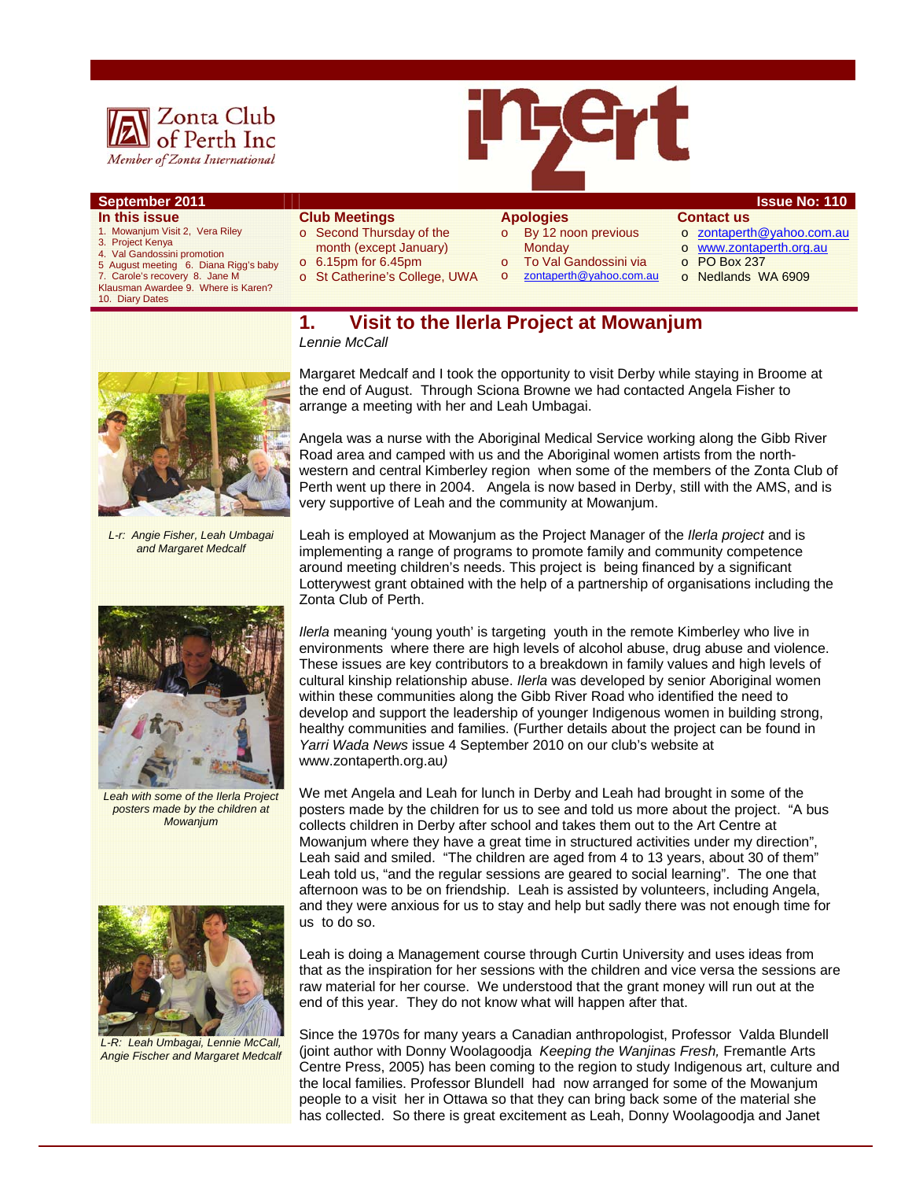Zonta Club of Perth Inc

*Member of Zonta International*

# inzert

**September 2011** — **Issue No: 110**

**In this issue**

1. Mowanjum Visit 2, Vera Riley
3. Project Kenya
4. Val Gandossini promotion
5. August meeting 6. Diana Rigg's baby
7. Carole's recovery 8. Jane M Klausman Awardee 9. Where is Karen?
10. Diary Dates

**Club Meetings**

- Second Thursday of the month (except January)
- 6.15pm for 6.45pm
- St Catherine's College, UWA

**Apologies**

- By 12 noon previous Monday
- To Val Gandossini via zontaperth@yahoo.com.au

**Contact us**

- zontaperth@yahoo.com.au
- www.zontaperth.org.au
- PO Box 237
- Nedlands WA 6909

## 1. Visit to the Ilerla Project at Mowanjum

*Lennie McCall*

Margaret Medcalf and I took the opportunity to visit Derby while staying in Broome at the end of August. Through Sciona Browne we had contacted Angela Fisher to arrange a meeting with her and Leah Umbagai.

Angela was a nurse with the Aboriginal Medical Service working along the Gibb River Road area and camped with us and the Aboriginal women artists from the north-western and central Kimberley region when some of the members of the Zonta Club of Perth went up there in 2004. Angela is now based in Derby, still with the AMS, and is very supportive of Leah and the community at Mowanjum.

*L-r: Angie Fisher, Leah Umbagai and Margaret Medcalf*

Leah is employed at Mowanjum as the Project Manager of the *Ilerla project* and is implementing a range of programs to promote family and community competence around meeting children's needs. This project is being financed by a significant Lotterywest grant obtained with the help of a partnership of organisations including the Zonta Club of Perth.

*Ilerla* meaning 'young youth' is targeting youth in the remote Kimberley who live in environments where there are high levels of alcohol abuse, drug abuse and violence. These issues are key contributors to a breakdown in family values and high levels of cultural kinship relationship abuse. *Ilerla* was developed by senior Aboriginal women within these communities along the Gibb River Road who identified the need to develop and support the leadership of younger Indigenous women in building strong, healthy communities and families. (Further details about the project can be found in *Yarri Wada News* issue 4 September 2010 on our club's website at www.zontaperth.org.au*)*

*Leah with some of the Ilerla Project posters made by the children at Mowanjum*

We met Angela and Leah for lunch in Derby and Leah had brought in some of the posters made by the children for us to see and told us more about the project. "A bus collects children in Derby after school and takes them out to the Art Centre at Mowanjum where they have a great time in structured activities under my direction", Leah said and smiled. "The children are aged from 4 to 13 years, about 30 of them" Leah told us, "and the regular sessions are geared to social learning". The one that afternoon was to be on friendship. Leah is assisted by volunteers, including Angela, and they were anxious for us to stay and help but sadly there was not enough time for us to do so.

Leah is doing a Management course through Curtin University and uses ideas from that as the inspiration for her sessions with the children and vice versa the sessions are raw material for her course. We understood that the grant money will run out at the end of this year. They do not know what will happen after that.

*L-R: Leah Umbagai, Lennie McCall, Angie Fischer and Margaret Medcalf*

Since the 1970s for many years a Canadian anthropologist, Professor Valda Blundell (joint author with Donny Woolagoodja *Keeping the Wanjinas Fresh,* Fremantle Arts Centre Press, 2005) has been coming to the region to study Indigenous art, culture and the local families. Professor Blundell had now arranged for some of the Mowanjum people to a visit her in Ottawa so that they can bring back some of the material she has collected. So there is great excitement as Leah, Donny Woolagoodja and Janet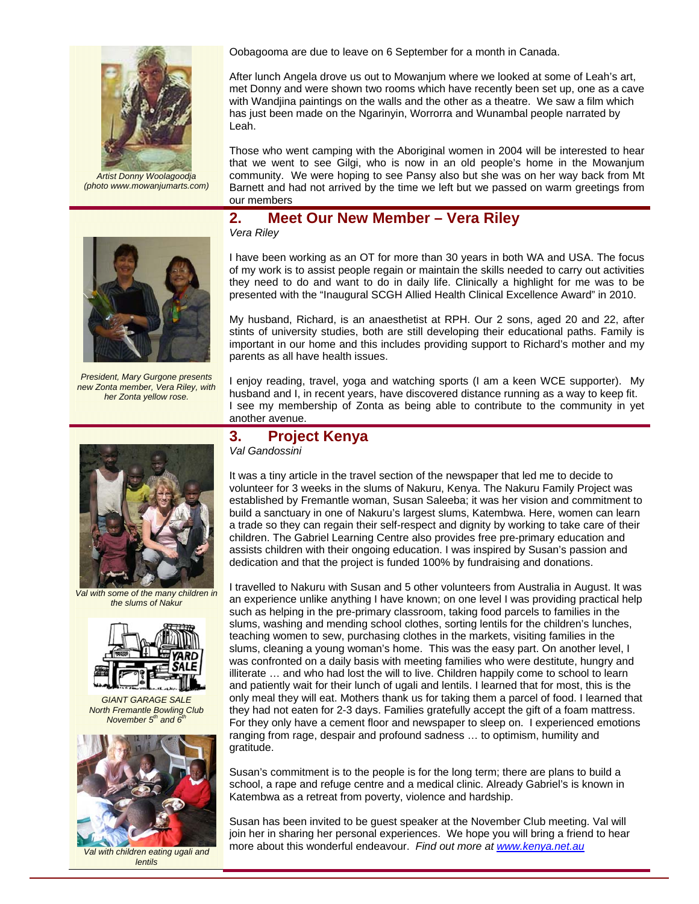Oobagooma are due to leave on 6 September for a month in Canada.

After lunch Angela drove us out to Mowanjum where we looked at some of Leah's art, met Donny and were shown two rooms which have recently been set up, one as a cave with Wandjina paintings on the walls and the other as a theatre. We saw a film which has just been made on the Ngarinyin, Worrorra and Wunambal people narrated by Leah.

Those who went camping with the Aboriginal women in 2004 will be interested to hear that we went to see Gilgi, who is now in an old people's home in the Mowanjum community. We were hoping to see Pansy also but she was on her way back from Mt Barnett and had not arrived by the time we left but we passed on warm greetings from our members

*Artist Donny Woolagoodja (photo www.mowanjumarts.com)*

## 2. Meet Our New Member – Vera Riley

*Vera Riley*

I have been working as an OT for more than 30 years in both WA and USA. The focus of my work is to assist people regain or maintain the skills needed to carry out activities they need to do and want to do in daily life. Clinically a highlight for me was to be presented with the "Inaugural SCGH Allied Health Clinical Excellence Award" in 2010.

My husband, Richard, is an anaesthetist at RPH. Our 2 sons, aged 20 and 22, after stints of university studies, both are still developing their educational paths. Family is important in our home and this includes providing support to Richard's mother and my parents as all have health issues.

I enjoy reading, travel, yoga and watching sports (I am a keen WCE supporter). My husband and I, in recent years, have discovered distance running as a way to keep fit. I see my membership of Zonta as being able to contribute to the community in yet another avenue.

*President, Mary Gurgone presents new Zonta member, Vera Riley, with her Zonta yellow rose.*

## 3. Project Kenya

*Val Gandossini*

It was a tiny article in the travel section of the newspaper that led me to decide to volunteer for 3 weeks in the slums of Nakuru, Kenya. The Nakuru Family Project was established by Fremantle woman, Susan Saleeba; it was her vision and commitment to build a sanctuary in one of Nakuru's largest slums, Katembwa. Here, women can learn a trade so they can regain their self-respect and dignity by working to take care of their children. The Gabriel Learning Centre also provides free pre-primary education and assists children with their ongoing education. I was inspired by Susan's passion and dedication and that the project is funded 100% by fundraising and donations.

I travelled to Nakuru with Susan and 5 other volunteers from Australia in August. It was an experience unlike anything I have known; on one level I was providing practical help such as helping in the pre-primary classroom, taking food parcels to families in the slums, washing and mending school clothes, sorting lentils for the children's lunches, teaching women to sew, purchasing clothes in the markets, visiting families in the slums, cleaning a young woman's home. This was the easy part. On another level, I was confronted on a daily basis with meeting families who were destitute, hungry and illiterate … and who had lost the will to live. Children happily come to school to learn and patiently wait for their lunch of ugali and lentils. I learned that for most, this is the only meal they will eat. Mothers thank us for taking them a parcel of food. I learned that they had not eaten for 2-3 days. Families gratefully accept the gift of a foam mattress. For they only have a cement floor and newspaper to sleep on. I experienced emotions ranging from rage, despair and profound sadness … to optimism, humility and gratitude.

Susan's commitment is to the people is for the long term; there are plans to build a school, a rape and refuge centre and a medical clinic. Already Gabriel's is known in Katembwa as a retreat from poverty, violence and hardship.

Susan has been invited to be guest speaker at the November Club meeting. Val will join her in sharing her personal experiences. We hope you will bring a friend to hear more about this wonderful endeavour. *Find out more at [www.kenya.net.au](www.kenya.net.au)*

*Val with some of the many children in the slums of Nakur*

*GIANT GARAGE SALE North Fremantle Bowling Club November 5th and 6th*

*Val with children eating ugali and lentils*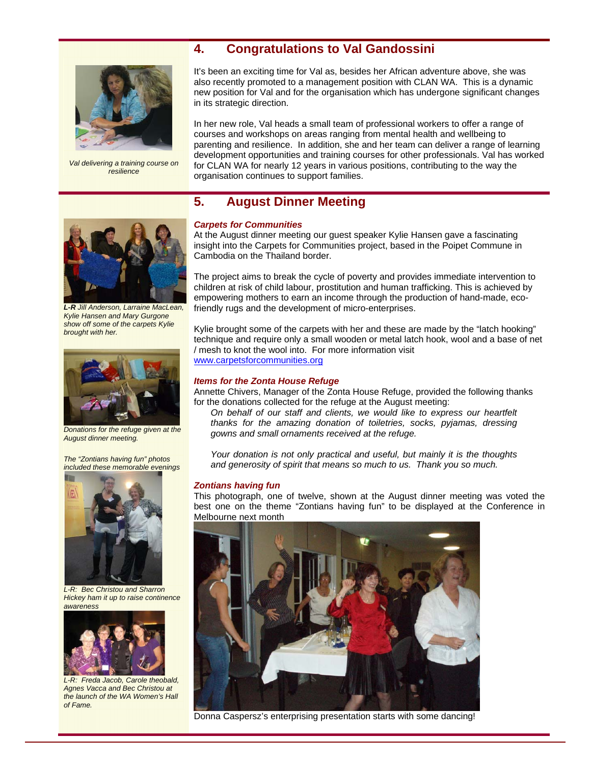## 4. Congratulations to Val Gandossini

*Val delivering a training course on resilience*

It's been an exciting time for Val as, besides her African adventure above, she was also recently promoted to a management position with CLAN WA. This is a dynamic new position for Val and for the organisation which has undergone significant changes in its strategic direction.

In her new role, Val heads a small team of professional workers to offer a range of courses and workshops on areas ranging from mental health and wellbeing to parenting and resilience. In addition, she and her team can deliver a range of learning development opportunities and training courses for other professionals. Val has worked for CLAN WA for nearly 12 years in various positions, contributing to the way the organisation continues to support families.

## 5. August Dinner Meeting

### *Carpets for Communities*

At the August dinner meeting our guest speaker Kylie Hansen gave a fascinating insight into the Carpets for Communities project, based in the Poipet Commune in Cambodia on the Thailand border.

The project aims to break the cycle of poverty and provides immediate intervention to children at risk of child labour, prostitution and human trafficking. This is achieved by empowering mothers to earn an income through the production of hand-made, eco-friendly rugs and the development of micro-enterprises.

Kylie brought some of the carpets with her and these are made by the "latch hooking" technique and require only a small wooden or metal latch hook, wool and a base of net / mesh to knot the wool into. For more information visit www.carpetsforcommunities.org

*__L-R__ Jill Anderson, Larraine MacLean, Kylie Hansen and Mary Gurgone show off some of the carpets Kylie brought with her.*

### *Items for the Zonta House Refuge*

Annette Chivers, Manager of the Zonta House Refuge, provided the following thanks for the donations collected for the refuge at the August meeting:

> *On behalf of our staff and clients, we would like to express our heartfelt thanks for the amazing donation of toiletries, socks, pyjamas, dressing gowns and small ornaments received at the refuge.*
>
> *Your donation is not only practical and useful, but mainly it is the thoughts and generosity of spirit that means so much to us. Thank you so much.*

*Donations for the refuge given at the August dinner meeting.*

### *Zontians having fun*

This photograph, one of twelve, shown at the August dinner meeting was voted the best one on the theme "Zontians having fun" to be displayed at the Conference in Melbourne next month

Donna Caspersz's enterprising presentation starts with some dancing!

*The "Zontians having fun" photos included these memorable evenings*

*L-R: Bec Christou and Sharron Hickey ham it up to raise continence awareness*

*L-R: Freda Jacob, Carole theobald, Agnes Vacca and Bec Christou at the launch of the WA Women's Hall of Fame.*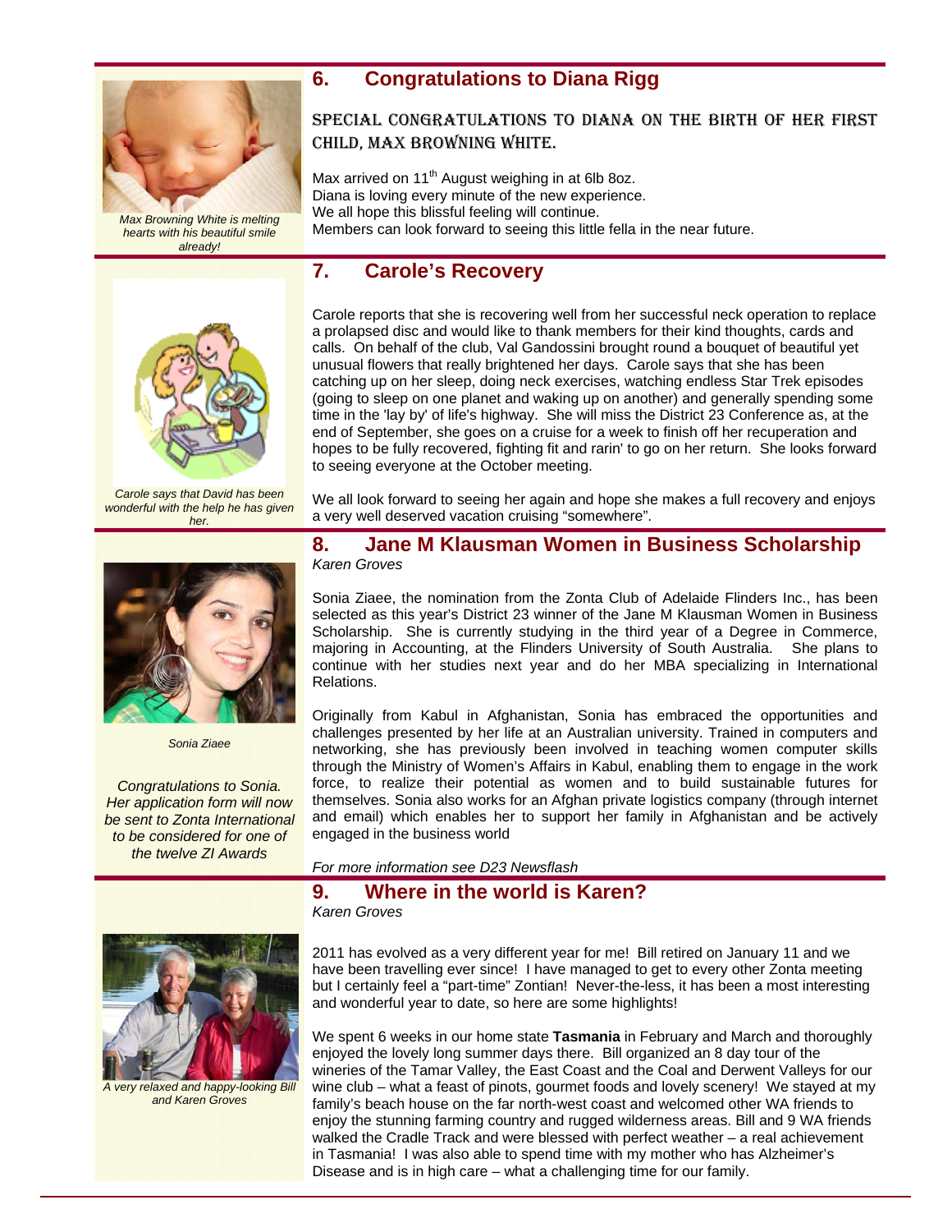## 6. Congratulations to Diana Rigg

*Max Browning White is melting hearts with his beautiful smile already!*

SPECIAL CONGRATULATIONS TO DIANA ON THE BIRTH OF HER FIRST CHILD, MAX BROWNING WHITE.

Max arrived on 11th August weighing in at 6lb 8oz.
Diana is loving every minute of the new experience.
We all hope this blissful feeling will continue.
Members can look forward to seeing this little fella in the near future.

## 7. Carole's Recovery

*Carole says that David has been wonderful with the help he has given her.*

Carole reports that she is recovering well from her successful neck operation to replace a prolapsed disc and would like to thank members for their kind thoughts, cards and calls. On behalf of the club, Val Gandossini brought round a bouquet of beautiful yet unusual flowers that really brightened her days. Carole says that she has been catching up on her sleep, doing neck exercises, watching endless Star Trek episodes (going to sleep on one planet and waking up on another) and generally spending some time in the 'lay by' of life's highway. She will miss the District 23 Conference as, at the end of September, she goes on a cruise for a week to finish off her recuperation and hopes to be fully recovered, fighting fit and rarin' to go on her return. She looks forward to seeing everyone at the October meeting.

We all look forward to seeing her again and hope she makes a full recovery and enjoys a very well deserved vacation cruising "somewhere".

## 8. Jane M Klausman Women in Business Scholarship

*Karen Groves*

*Sonia Ziaee*

*Congratulations to Sonia. Her application form will now be sent to Zonta International to be considered for one of the twelve ZI Awards*

Sonia Ziaee, the nomination from the Zonta Club of Adelaide Flinders Inc., has been selected as this year's District 23 winner of the Jane M Klausman Women in Business Scholarship. She is currently studying in the third year of a Degree in Commerce, majoring in Accounting, at the Flinders University of South Australia. She plans to continue with her studies next year and do her MBA specializing in International Relations.

Originally from Kabul in Afghanistan, Sonia has embraced the opportunities and challenges presented by her life at an Australian university. Trained in computers and networking, she has previously been involved in teaching women computer skills through the Ministry of Women's Affairs in Kabul, enabling them to engage in the work force, to realize their potential as women and to build sustainable futures for themselves. Sonia also works for an Afghan private logistics company (through internet and email) which enables her to support her family in Afghanistan and be actively engaged in the business world

*For more information see D23 Newsflash*

## 9. Where in the world is Karen?

*Karen Groves*

*A very relaxed and happy-looking Bill and Karen Groves*

2011 has evolved as a very different year for me! Bill retired on January 11 and we have been travelling ever since! I have managed to get to every other Zonta meeting but I certainly feel a "part-time" Zontian! Never-the-less, it has been a most interesting and wonderful year to date, so here are some highlights!

We spent 6 weeks in our home state **Tasmania** in February and March and thoroughly enjoyed the lovely long summer days there. Bill organized an 8 day tour of the wineries of the Tamar Valley, the East Coast and the Coal and Derwent Valleys for our wine club – what a feast of pinots, gourmet foods and lovely scenery! We stayed at my family's beach house on the far north-west coast and welcomed other WA friends to enjoy the stunning farming country and rugged wilderness areas. Bill and 9 WA friends walked the Cradle Track and were blessed with perfect weather – a real achievement in Tasmania! I was also able to spend time with my mother who has Alzheimer's Disease and is in high care – what a challenging time for our family.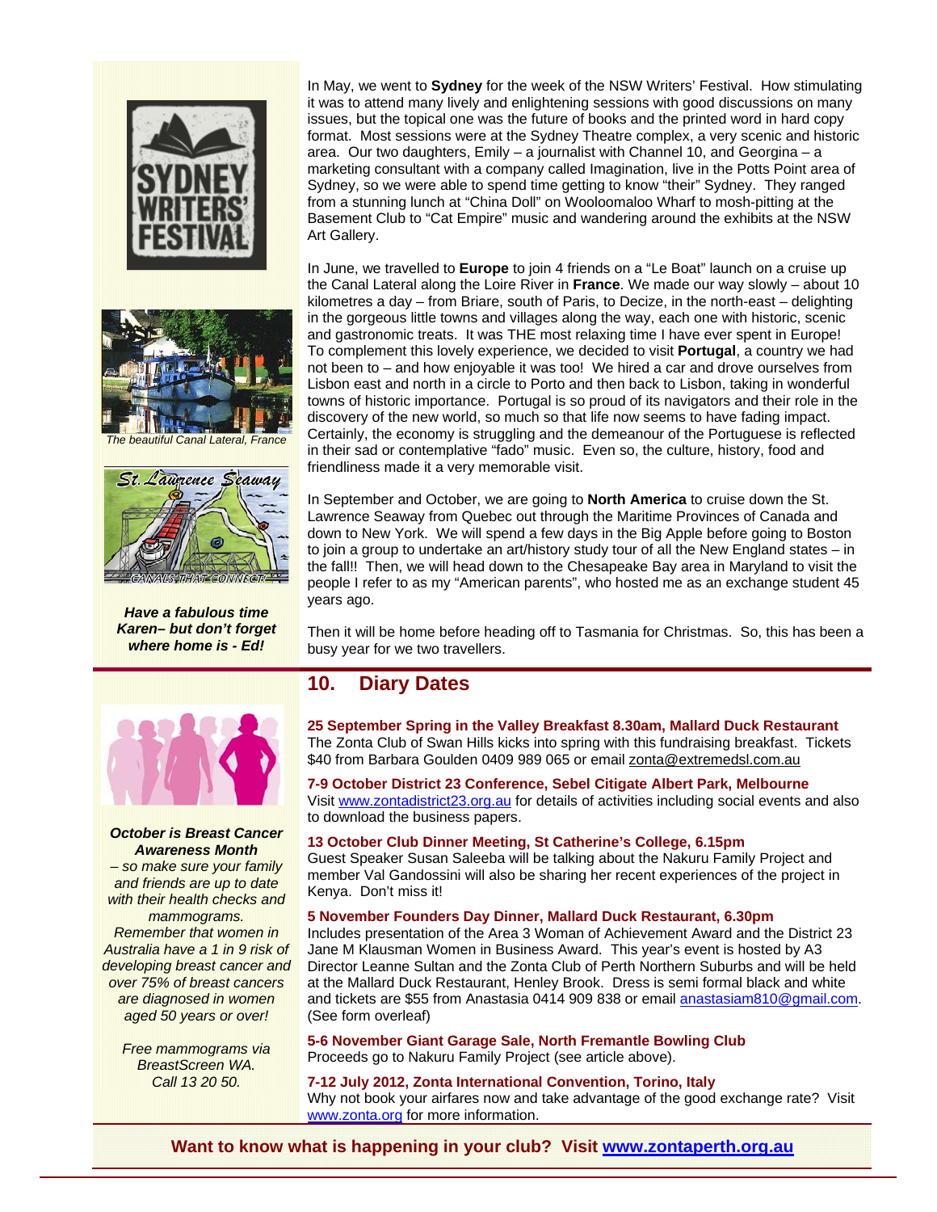In May, we went to **Sydney** for the week of the NSW Writers' Festival. How stimulating it was to attend many lively and enlightening sessions with good discussions on many issues, but the topical one was the future of books and the printed word in hard copy format. Most sessions were at the Sydney Theatre complex, a very scenic and historic area. Our two daughters, Emily – a journalist with Channel 10, and Georgina – a marketing consultant with a company called Imagination, live in the Potts Point area of Sydney, so we were able to spend time getting to know "their" Sydney. They ranged from a stunning lunch at "China Doll" on Wooloomaloo Wharf to mosh-pitting at the Basement Club to "Cat Empire" music and wandering around the exhibits at the NSW Art Gallery.

In June, we travelled to **Europe** to join 4 friends on a "Le Boat" launch on a cruise up the Canal Lateral along the Loire River in **France**. We made our way slowly – about 10 kilometres a day – from Briare, south of Paris, to Decize, in the north-east – delighting in the gorgeous little towns and villages along the way, each one with historic, scenic and gastronomic treats. It was THE most relaxing time I have ever spent in Europe! To complement this lovely experience, we decided to visit **Portugal**, a country we had not been to – and how enjoyable it was too! We hired a car and drove ourselves from Lisbon east and north in a circle to Porto and then back to Lisbon, taking in wonderful towns of historic importance. Portugal is so proud of its navigators and their role in the discovery of the new world, so much so that life now seems to have fading impact. Certainly, the economy is struggling and the demeanour of the Portuguese is reflected in their sad or contemplative "fado" music. Even so, the culture, history, food and friendliness made it a very memorable visit.

*The beautiful Canal Lateral, France*

In September and October, we are going to **North America** to cruise down the St. Lawrence Seaway from Quebec out through the Maritime Provinces of Canada and down to New York. We will spend a few days in the Big Apple before going to Boston to join a group to undertake an art/history study tour of all the New England states – in the fall!! Then, we will head down to the Chesapeake Bay area in Maryland to visit the people I refer to as my "American parents", who hosted me as an exchange student 45 years ago.

Then it will be home before heading off to Tasmania for Christmas. So, this has been a busy year for we two travellers.

***Have a fabulous time Karen– but don't forget where home is - Ed!***

## 10. Diary Dates

**25 September Spring in the Valley Breakfast 8.30am, Mallard Duck Restaurant**
The Zonta Club of Swan Hills kicks into spring with this fundraising breakfast. Tickets $40 from Barbara Goulden 0409 989 065 or email zonta@extremedsl.com.au

**7-9 October District 23 Conference, Sebel Citigate Albert Park, Melbourne**
Visit www.zontadistrict23.org.au for details of activities including social events and also to download the business papers.

**13 October Club Dinner Meeting, St Catherine's College, 6.15pm**
Guest Speaker Susan Saleeba will be talking about the Nakuru Family Project and member Val Gandossini will also be sharing her recent experiences of the project in Kenya. Don't miss it!

**5 November Founders Day Dinner, Mallard Duck Restaurant, 6.30pm**
Includes presentation of the Area 3 Woman of Achievement Award and the District 23 Jane M Klausman Women in Business Award. This year's event is hosted by A3 Director Leanne Sultan and the Zonta Club of Perth Northern Suburbs and will be held at the Mallard Duck Restaurant, Henley Brook. Dress is semi formal black and white and tickets are $55 from Anastasia 0414 909 838 or email anastasiam810@gmail.com. (See form overleaf)

**5-6 November Giant Garage Sale, North Fremantle Bowling Club**
Proceeds go to Nakuru Family Project (see article above).

**7-12 July 2012, Zonta International Convention, Torino, Italy**
Why not book your airfares now and take advantage of the good exchange rate? Visit www.zonta.org for more information.

***October is Breast Cancer Awareness Month***
*– so make sure your family and friends are up to date with their health checks and mammograms. Remember that women in Australia have a 1 in 9 risk of developing breast cancer and over 75% of breast cancers are diagnosed in women aged 50 years or over!*

*Free mammograms via BreastScreen WA. Call 13 20 50.*

**Want to know what is happening in your club? Visit www.zontaperth.org.au**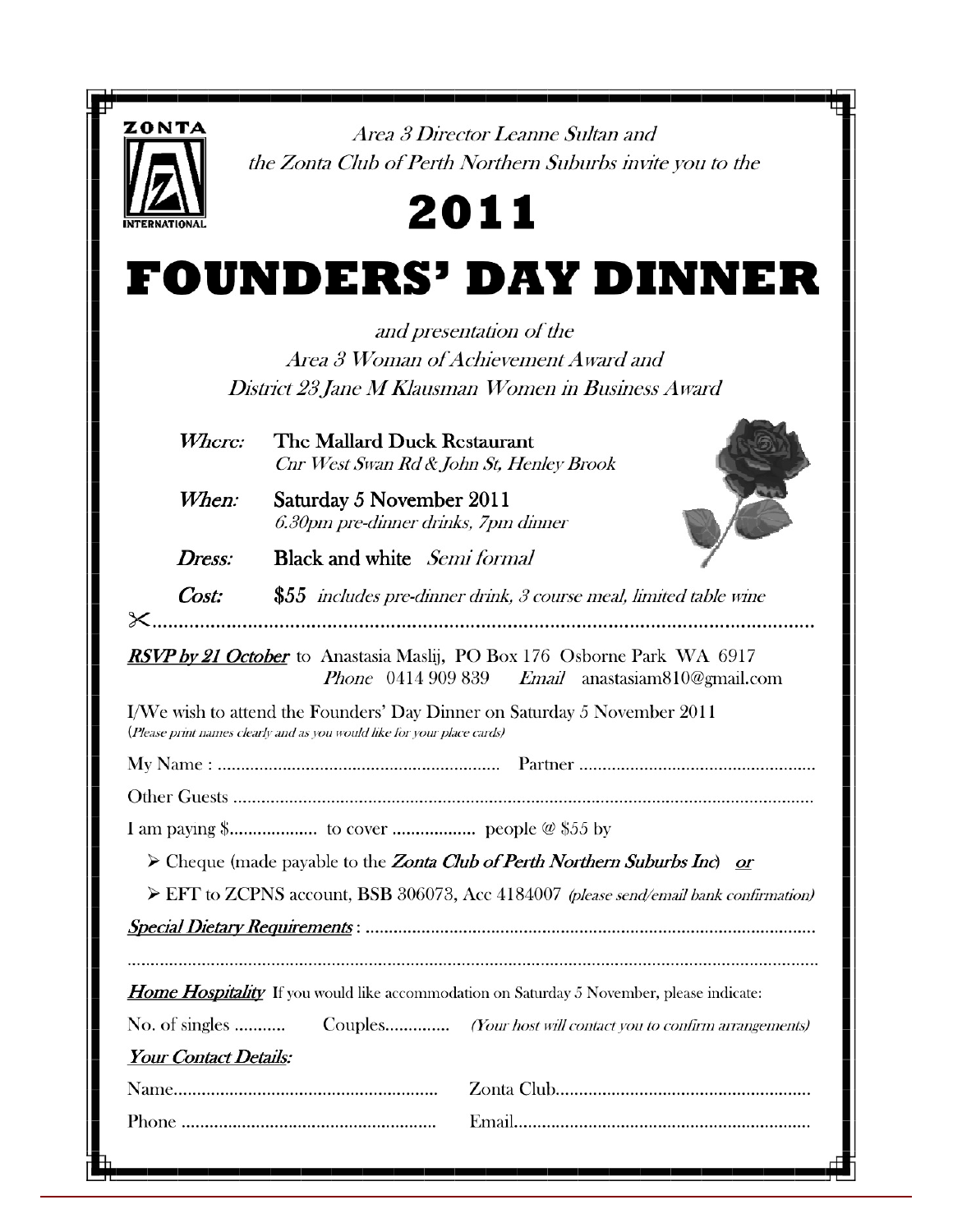ZONTA INTERNATIONAL

*Area 3 Director Leanne Sultan and the Zonta Club of Perth Northern Suburbs invite you to the*

# 2011
# FOUNDERS' DAY DINNER

*and presentation of the*
*Area 3 Woman of Achievement Award and*
*District 23 Jane M Klausman Women in Business Award*

| | |
|---|---|
| ***Where:*** | **The Mallard Duck Restaurant** *Cnr West Swan Rd & John St, Henley Brook* |
| ***When:*** | **Saturday 5 November 2011** *6.30pm pre-dinner drinks, 7pm dinner* |
| ***Dress:*** | **Black and white** *Semi formal* |
| ***Cost:*** | **$55** *includes pre-dinner drink, 3 course meal, limited table wine* |

✂.................................................................................................................

***RSVP by 21 October*** to Anastasia Maslij, PO Box 176 Osborne Park WA 6917
*Phone* 0414 909 839 *Email* anastasiam810@gmail.com

I/We wish to attend the Founders' Day Dinner on Saturday 5 November 2011
(*Please print names clearly and as you would like for your place cards*)

My Name : ............................................................ Partner ..................................................

Other Guests ...........................................................................................................................

I am paying $.................. to cover ................. people @ $55 by

- Cheque (made payable to the ***Zonta Club of Perth Northern Suburbs Inc***) ***or***
- EFT to ZCPNS account, BSB 306073, Acc 4184007 *(please send/email bank confirmation)*

***Special Dietary Requirements*** : ...............................................................................................

.................................................................................................................................................

***Home Hospitality*** If you would like accommodation on Saturday 5 November, please indicate:

No. of singles ........... Couples.............. *(Your host will contact you to confirm arrangements)*

***Your Contact Details:***

Name........................................................ Zonta Club......................................................

Phone ...................................................... Email...............................................................